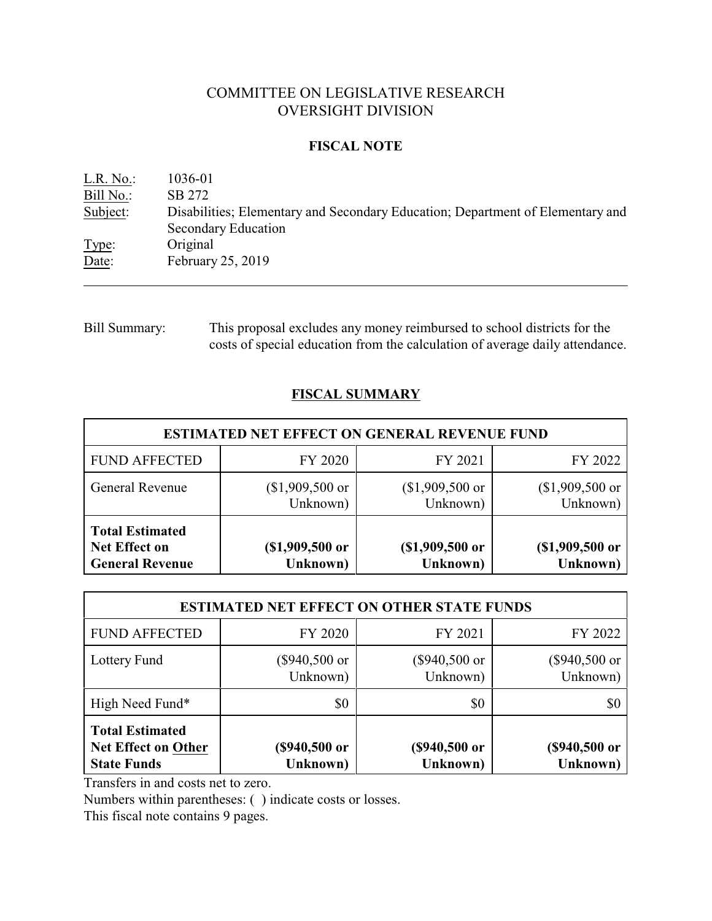# COMMITTEE ON LEGISLATIVE RESEARCH
# OVERSIGHT DIVISION

## FISCAL NOTE

L.R. No.: 1036-01
Bill No.: SB 272
Subject: Disabilities; Elementary and Secondary Education; Department of Elementary and Secondary Education
Type: Original
Date: February 25, 2019

---

Bill Summary: This proposal excludes any money reimbursed to school districts for the costs of special education from the calculation of average daily attendance.

## FISCAL SUMMARY

| ESTIMATED NET EFFECT ON GENERAL REVENUE FUND | | | |
|---|---|---|---|
| FUND AFFECTED | FY 2020 | FY 2021 | FY 2022 |
| General Revenue | ($1,909,500 or Unknown) | ($1,909,500 or Unknown) | ($1,909,500 or Unknown) |
| **Total Estimated Net Effect on General Revenue** | **($1,909,500 or Unknown)** | **($1,909,500 or Unknown)** | **($1,909,500 or Unknown)** |

| ESTIMATED NET EFFECT ON OTHER STATE FUNDS | | | |
|---|---|---|---|
| FUND AFFECTED | FY 2020 | FY 2021 | FY 2022 |
| Lottery Fund | ($940,500 or Unknown) | ($940,500 or Unknown) | ($940,500 or Unknown) |
| High Need Fund* | $0 | $0 | $0 |
| **Total Estimated Net Effect on Other State Funds** | **($940,500 or Unknown)** | **($940,500 or Unknown)** | **($940,500 or Unknown)** |

Transfers in and costs net to zero.

Numbers within parentheses: ( ) indicate costs or losses.

This fiscal note contains 9 pages.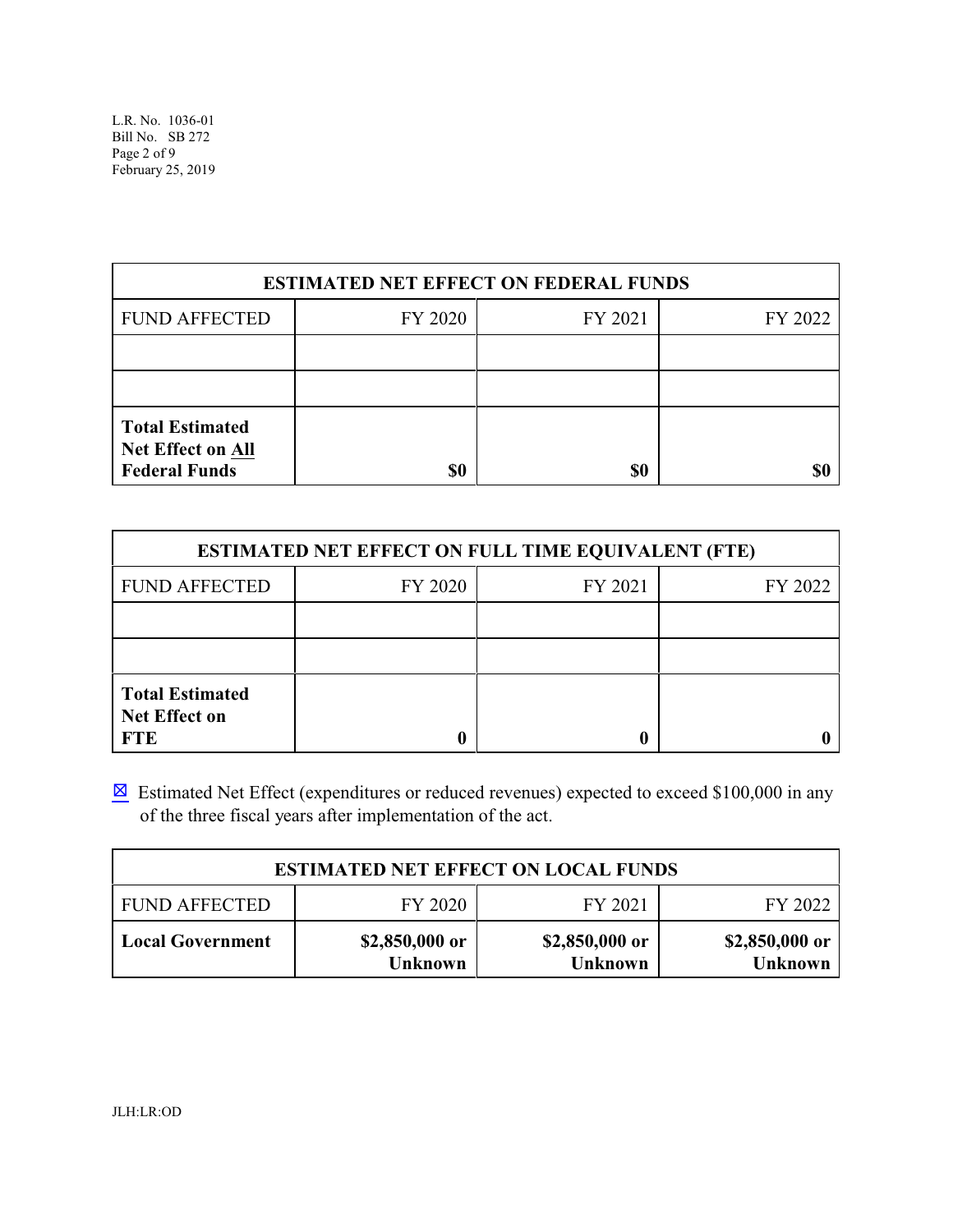| ESTIMATED NET EFFECT ON FEDERAL FUNDS | | | |
|---|---|---|---|
| FUND AFFECTED | FY 2020 | FY 2021 | FY 2022 |
| | | | |
| | | | |
| **Total Estimated Net Effect on All Federal Funds** | **$0** | **$0** | **$0** |

| ESTIMATED NET EFFECT ON FULL TIME EQUIVALENT (FTE) | | | |
|---|---|---|---|
| FUND AFFECTED | FY 2020 | FY 2021 | FY 2022 |
| | | | |
| | | | |
| **Total Estimated Net Effect on FTE** | **0** | **0** | **0** |

☒ Estimated Net Effect (expenditures or reduced revenues) expected to exceed $100,000 in any of the three fiscal years after implementation of the act.

| ESTIMATED NET EFFECT ON LOCAL FUNDS | | | |
|---|---|---|---|
| FUND AFFECTED | FY 2020 | FY 2021 | FY 2022 |
| **Local Government** | **$2,850,000 or Unknown** | **$2,850,000 or Unknown** | **$2,850,000 or Unknown** |

JLH:LR:OD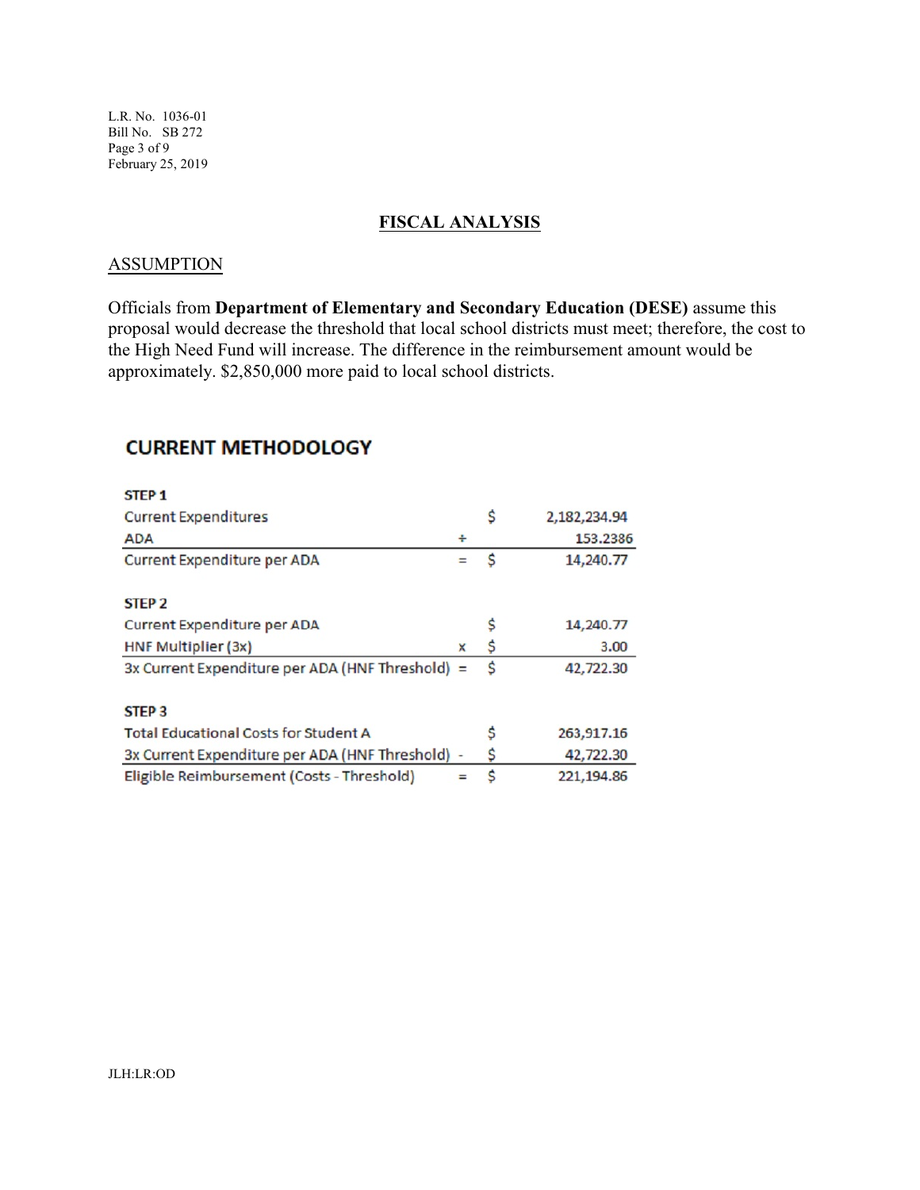## FISCAL ANALYSIS

### ASSUMPTION

Officials from **Department of Elementary and Secondary Education (DESE)** assume this proposal would decrease the threshold that local school districts must meet; therefore, the cost to the High Need Fund will increase. The difference in the reimbursement amount would be approximately. $2,850,000 more paid to local school districts.

### CURRENT METHODOLOGY

| | | | |
|---|---|---|---|
| **STEP 1** | | | |
| Current Expenditures | | $ | 2,182,234.94 |
| ADA | ÷ | | 153.2386 |
| Current Expenditure per ADA | = | $ | 14,240.77 |
| | | | |
| **STEP 2** | | | |
| Current Expenditure per ADA | | $ | 14,240.77 |
| HNF Multiplier (3x) | x | $ | 3.00 |
| 3x Current Expenditure per ADA (HNF Threshold) | = | $ | 42,722.30 |
| | | | |
| **STEP 3** | | | |
| Total Educational Costs for Student A | | $ | 263,917.16 |
| 3x Current Expenditure per ADA (HNF Threshold) | - | $ | 42,722.30 |
| Eligible Reimbursement (Costs - Threshold) | = | $ | 221,194.86 |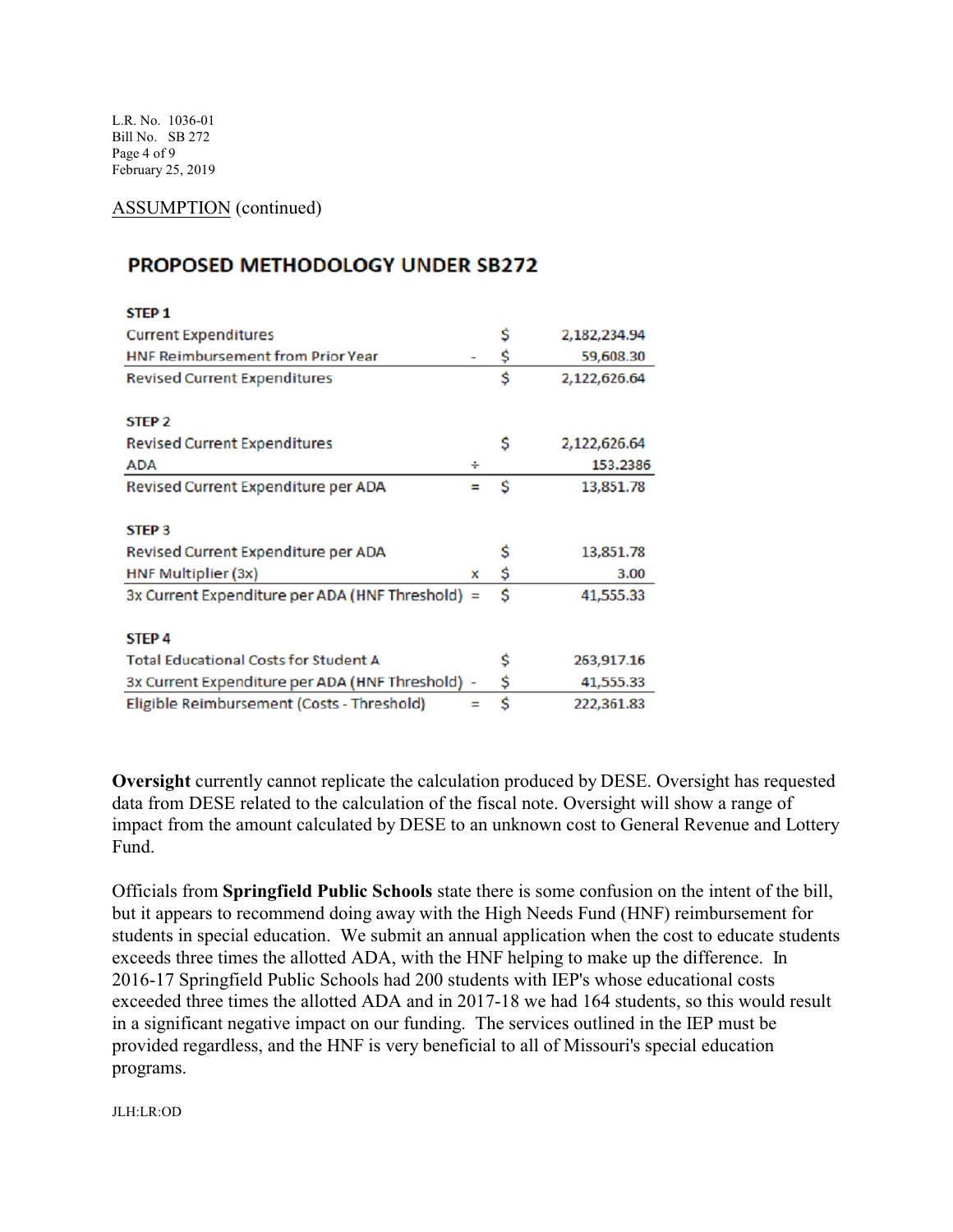ASSUMPTION (continued)

## PROPOSED METHODOLOGY UNDER SB272

| | | | |
|---|---|---|---|
| **STEP 1** | | | |
| Current Expenditures | | $ | 2,182,234.94 |
| HNF Reimbursement from Prior Year | - | $ | 59,608.30 |
| Revised Current Expenditures | | $ | 2,122,626.64 |
| | | | |
| **STEP 2** | | | |
| Revised Current Expenditures | | $ | 2,122,626.64 |
| ADA | ÷ | | 153.2386 |
| Revised Current Expenditure per ADA | = | $ | 13,851.78 |
| | | | |
| **STEP 3** | | | |
| Revised Current Expenditure per ADA | | $ | 13,851.78 |
| HNF Multiplier (3x) | x | $ | 3.00 |
| 3x Current Expenditure per ADA (HNF Threshold) | = | $ | 41,555.33 |
| | | | |
| **STEP 4** | | | |
| Total Educational Costs for Student A | | $ | 263,917.16 |
| 3x Current Expenditure per ADA (HNF Threshold) | - | $ | 41,555.33 |
| Eligible Reimbursement (Costs - Threshold) | = | $ | 222,361.83 |

**Oversight** currently cannot replicate the calculation produced by DESE. Oversight has requested data from DESE related to the calculation of the fiscal note. Oversight will show a range of impact from the amount calculated by DESE to an unknown cost to General Revenue and Lottery Fund.

Officials from **Springfield Public Schools** state there is some confusion on the intent of the bill, but it appears to recommend doing away with the High Needs Fund (HNF) reimbursement for students in special education. We submit an annual application when the cost to educate students exceeds three times the allotted ADA, with the HNF helping to make up the difference. In 2016-17 Springfield Public Schools had 200 students with IEP's whose educational costs exceeded three times the allotted ADA and in 2017-18 we had 164 students, so this would result in a significant negative impact on our funding. The services outlined in the IEP must be provided regardless, and the HNF is very beneficial to all of Missouri's special education programs.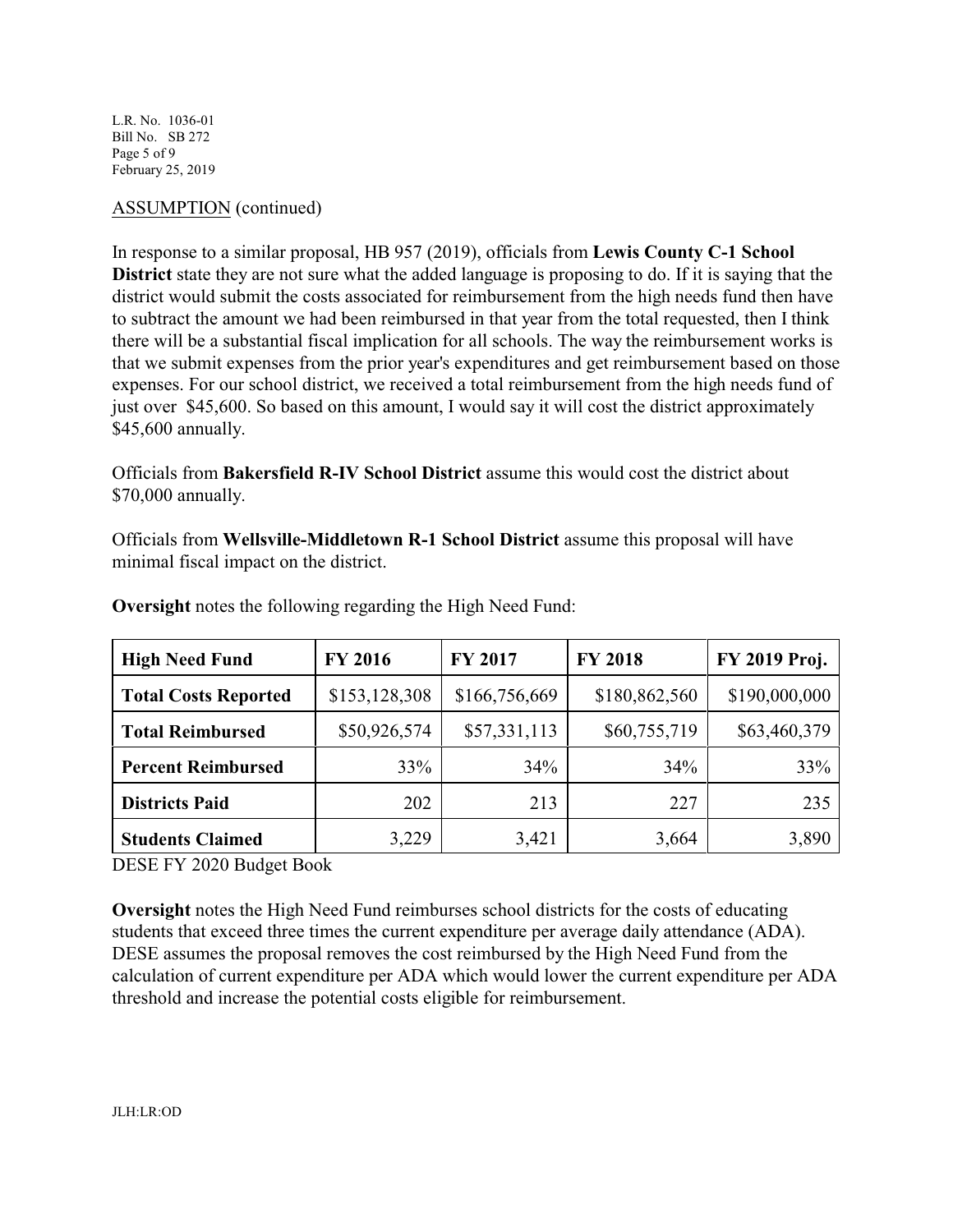ASSUMPTION (continued)

In response to a similar proposal, HB 957 (2019), officials from **Lewis County C-1 School District** state they are not sure what the added language is proposing to do. If it is saying that the district would submit the costs associated for reimbursement from the high needs fund then have to subtract the amount we had been reimbursed in that year from the total requested, then I think there will be a substantial fiscal implication for all schools. The way the reimbursement works is that we submit expenses from the prior year's expenditures and get reimbursement based on those expenses. For our school district, we received a total reimbursement from the high needs fund of just over $45,600. So based on this amount, I would say it will cost the district approximately $45,600 annually.

Officials from **Bakersfield R-IV School District** assume this would cost the district about $70,000 annually.

Officials from **Wellsville-Middletown R-1 School District** assume this proposal will have minimal fiscal impact on the district.

**Oversight** notes the following regarding the High Need Fund:

| **High Need Fund** | **FY 2016** | **FY 2017** | **FY 2018** | **FY 2019 Proj.** |
|---|---|---|---|---|
| **Total Costs Reported** | $153,128,308 | $166,756,669 | $180,862,560 | $190,000,000 |
| **Total Reimbursed** | $50,926,574 | $57,331,113 | $60,755,719 | $63,460,379 |
| **Percent Reimbursed** | 33% | 34% | 34% | 33% |
| **Districts Paid** | 202 | 213 | 227 | 235 |
| **Students Claimed** | 3,229 | 3,421 | 3,664 | 3,890 |

DESE FY 2020 Budget Book

**Oversight** notes the High Need Fund reimburses school districts for the costs of educating students that exceed three times the current expenditure per average daily attendance (ADA). DESE assumes the proposal removes the cost reimbursed by the High Need Fund from the calculation of current expenditure per ADA which would lower the current expenditure per ADA threshold and increase the potential costs eligible for reimbursement.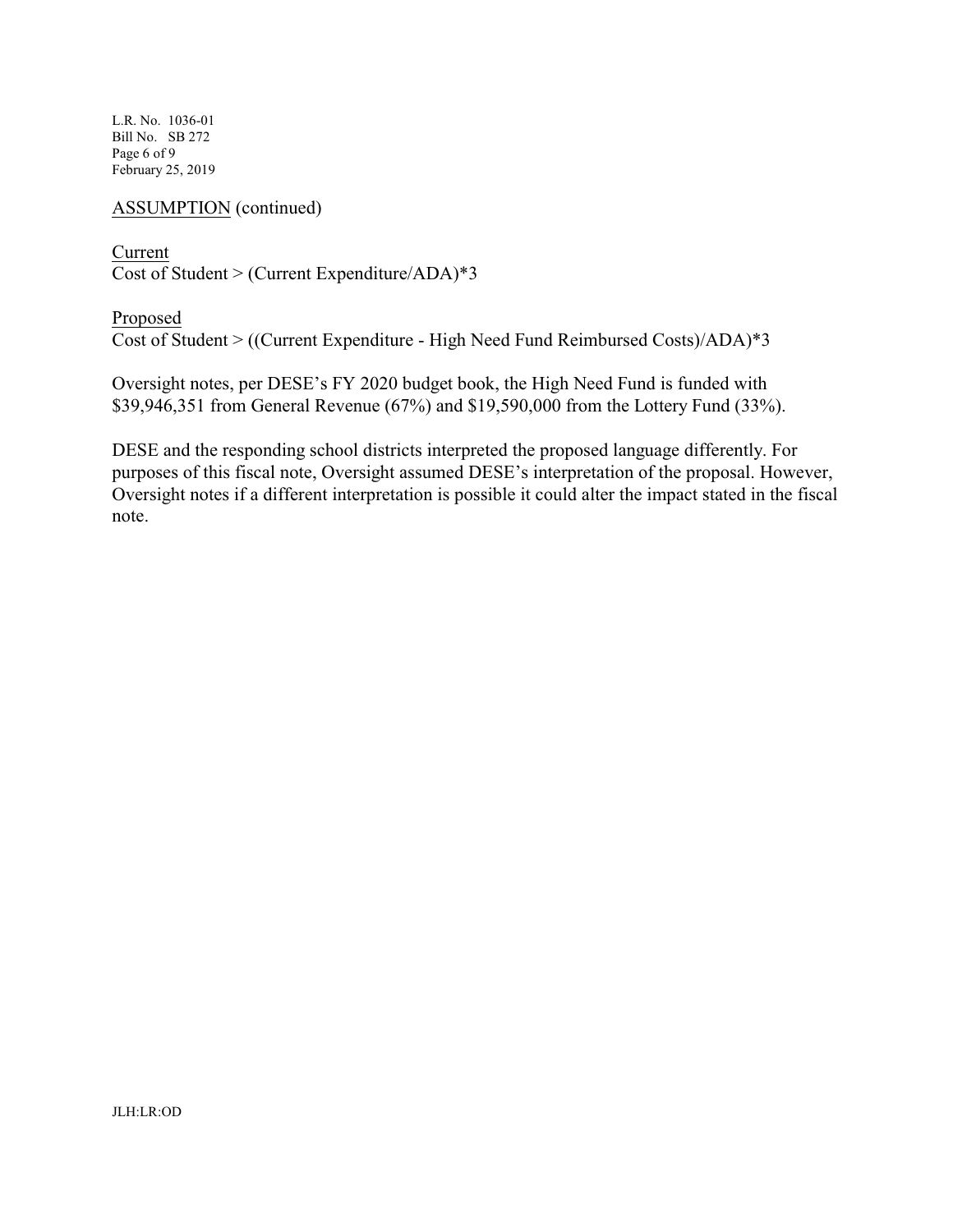ASSUMPTION (continued)

Current

Cost of Student > (Current Expenditure/ADA)*3

Proposed

Cost of Student > ((Current Expenditure - High Need Fund Reimbursed Costs)/ADA)*3

Oversight notes, per DESE's FY 2020 budget book, the High Need Fund is funded with $39,946,351 from General Revenue (67%) and $19,590,000 from the Lottery Fund (33%).

DESE and the responding school districts interpreted the proposed language differently. For purposes of this fiscal note, Oversight assumed DESE's interpretation of the proposal. However, Oversight notes if a different interpretation is possible it could alter the impact stated in the fiscal note.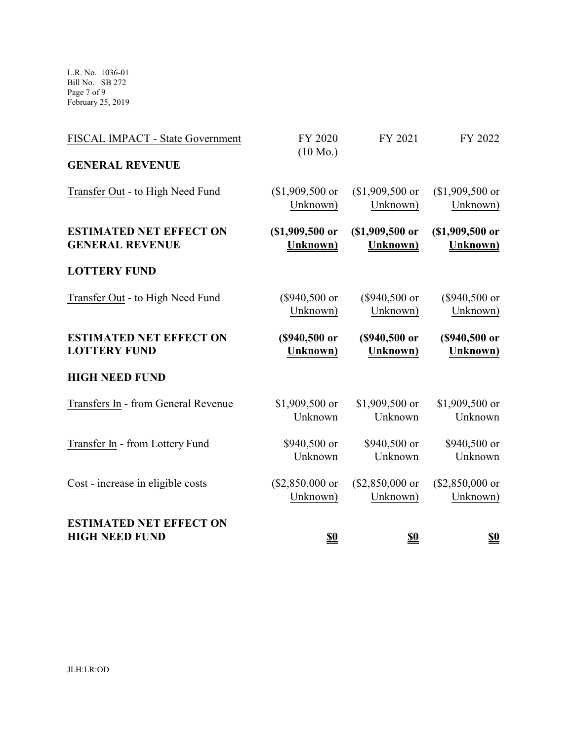| FISCAL IMPACT - State Government | FY 2020 (10 Mo.) | FY 2021 | FY 2022 |
|---|---|---|---|
| **GENERAL REVENUE** | | | |
| Transfer Out - to High Need Fund | ($1,909,500 or Unknown) | ($1,909,500 or Unknown) | ($1,909,500 or Unknown) |
| **ESTIMATED NET EFFECT ON GENERAL REVENUE** | **($1,909,500 or Unknown)** | **($1,909,500 or Unknown)** | **($1,909,500 or Unknown)** |
| **LOTTERY FUND** | | | |
| Transfer Out - to High Need Fund | ($940,500 or Unknown) | ($940,500 or Unknown) | ($940,500 or Unknown) |
| **ESTIMATED NET EFFECT ON LOTTERY FUND** | **($940,500 or Unknown)** | **($940,500 or Unknown)** | **($940,500 or Unknown)** |
| **HIGH NEED FUND** | | | |
| Transfers In - from General Revenue | $1,909,500 or Unknown | $1,909,500 or Unknown | $1,909,500 or Unknown |
| Transfer In - from Lottery Fund | $940,500 or Unknown | $940,500 or Unknown | $940,500 or Unknown |
| Cost - increase in eligible costs | ($2,850,000 or Unknown) | ($2,850,000 or Unknown) | ($2,850,000 or Unknown) |
| **ESTIMATED NET EFFECT ON HIGH NEED FUND** | **$0** | **$0** | **$0** |

JLH:LR:OD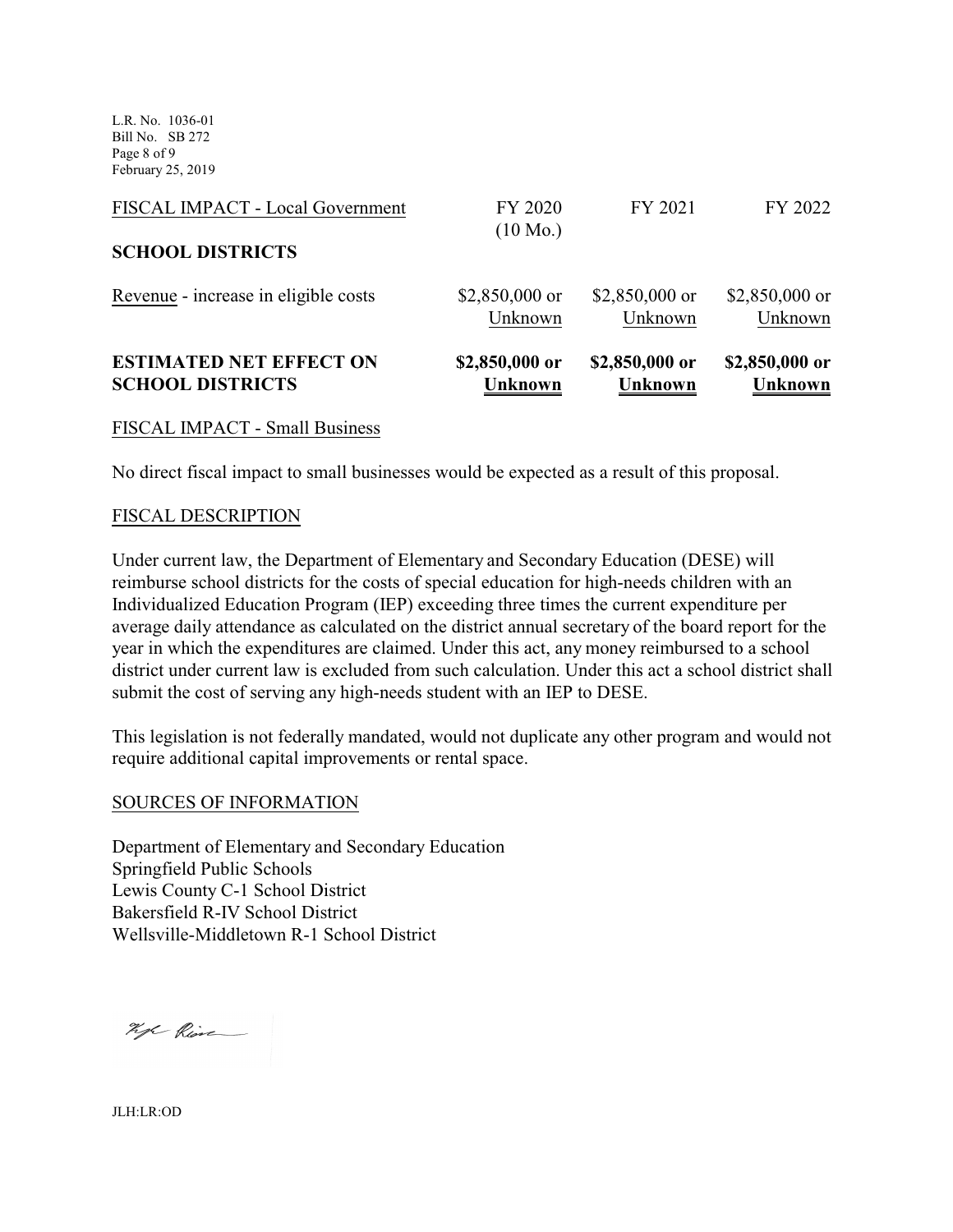| FISCAL IMPACT - Local Government | FY 2020 (10 Mo.) | FY 2021 | FY 2022 |
|---|---|---|---|
| **SCHOOL DISTRICTS** | | | |
| Revenue - increase in eligible costs | $2,850,000 or Unknown | $2,850,000 or Unknown | $2,850,000 or Unknown |
| **ESTIMATED NET EFFECT ON SCHOOL DISTRICTS** | **$2,850,000 or Unknown** | **$2,850,000 or Unknown** | **$2,850,000 or Unknown** |

FISCAL IMPACT - Small Business

No direct fiscal impact to small businesses would be expected as a result of this proposal.

FISCAL DESCRIPTION

Under current law, the Department of Elementary and Secondary Education (DESE) will reimburse school districts for the costs of special education for high-needs children with an Individualized Education Program (IEP) exceeding three times the current expenditure per average daily attendance as calculated on the district annual secretary of the board report for the year in which the expenditures are claimed. Under this act, any money reimbursed to a school district under current law is excluded from such calculation. Under this act a school district shall submit the cost of serving any high-needs student with an IEP to DESE.

This legislation is not federally mandated, would not duplicate any other program and would not require additional capital improvements or rental space.

SOURCES OF INFORMATION

Department of Elementary and Secondary Education
Springfield Public Schools
Lewis County C-1 School District
Bakersfield R-IV School District
Wellsville-Middletown R-1 School District

JLH:LR:OD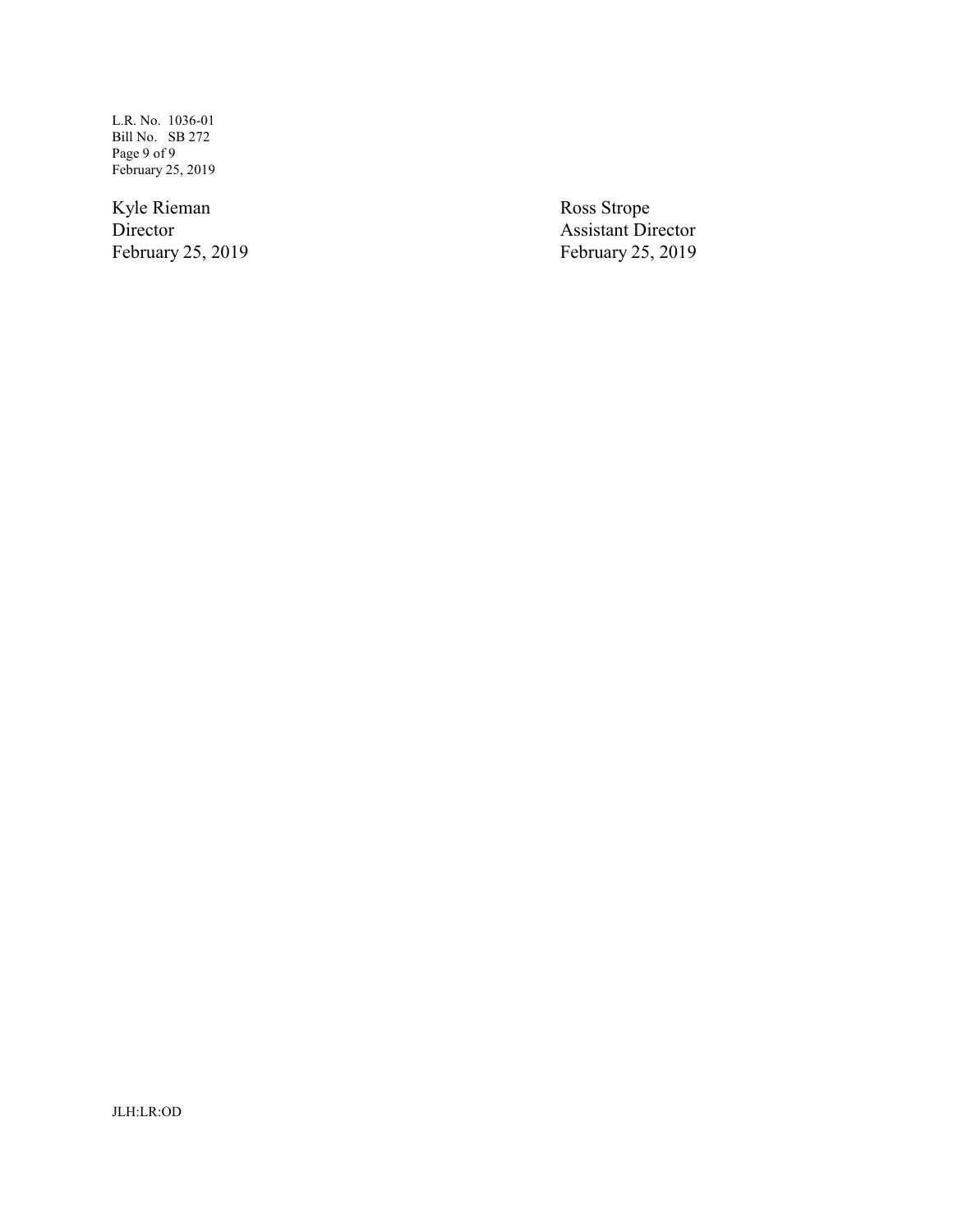Kyle Rieman
Director
February 25, 2019

Ross Strope
Assistant Director
February 25, 2019

JLH:LR:OD